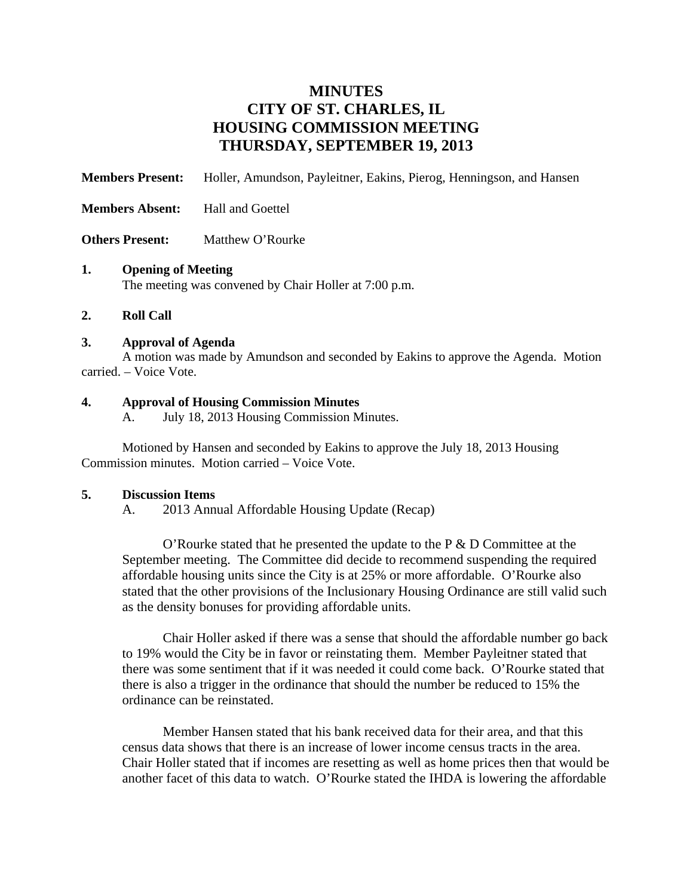# MINUTES
# CITY OF ST. CHARLES, IL
# HOUSING COMMISSION MEETING
# THURSDAY, SEPTEMBER 19, 2013

**Members Present:** Holler, Amundson, Payleitner, Eakins, Pierog, Henningson, and Hansen

**Members Absent:** Hall and Goettel

**Others Present:** Matthew O'Rourke

**1. Opening of Meeting**

The meeting was convened by Chair Holler at 7:00 p.m.

**2. Roll Call**

**3. Approval of Agenda**

A motion was made by Amundson and seconded by Eakins to approve the Agenda. Motion carried. – Voice Vote.

**4. Approval of Housing Commission Minutes**

A. July 18, 2013 Housing Commission Minutes.

Motioned by Hansen and seconded by Eakins to approve the July 18, 2013 Housing Commission minutes. Motion carried – Voice Vote.

**5. Discussion Items**

A. 2013 Annual Affordable Housing Update (Recap)

O'Rourke stated that he presented the update to the P & D Committee at the September meeting. The Committee did decide to recommend suspending the required affordable housing units since the City is at 25% or more affordable. O'Rourke also stated that the other provisions of the Inclusionary Housing Ordinance are still valid such as the density bonuses for providing affordable units.

Chair Holler asked if there was a sense that should the affordable number go back to 19% would the City be in favor or reinstating them. Member Payleitner stated that there was some sentiment that if it was needed it could come back. O'Rourke stated that there is also a trigger in the ordinance that should the number be reduced to 15% the ordinance can be reinstated.

Member Hansen stated that his bank received data for their area, and that this census data shows that there is an increase of lower income census tracts in the area. Chair Holler stated that if incomes are resetting as well as home prices then that would be another facet of this data to watch. O'Rourke stated the IHDA is lowering the affordable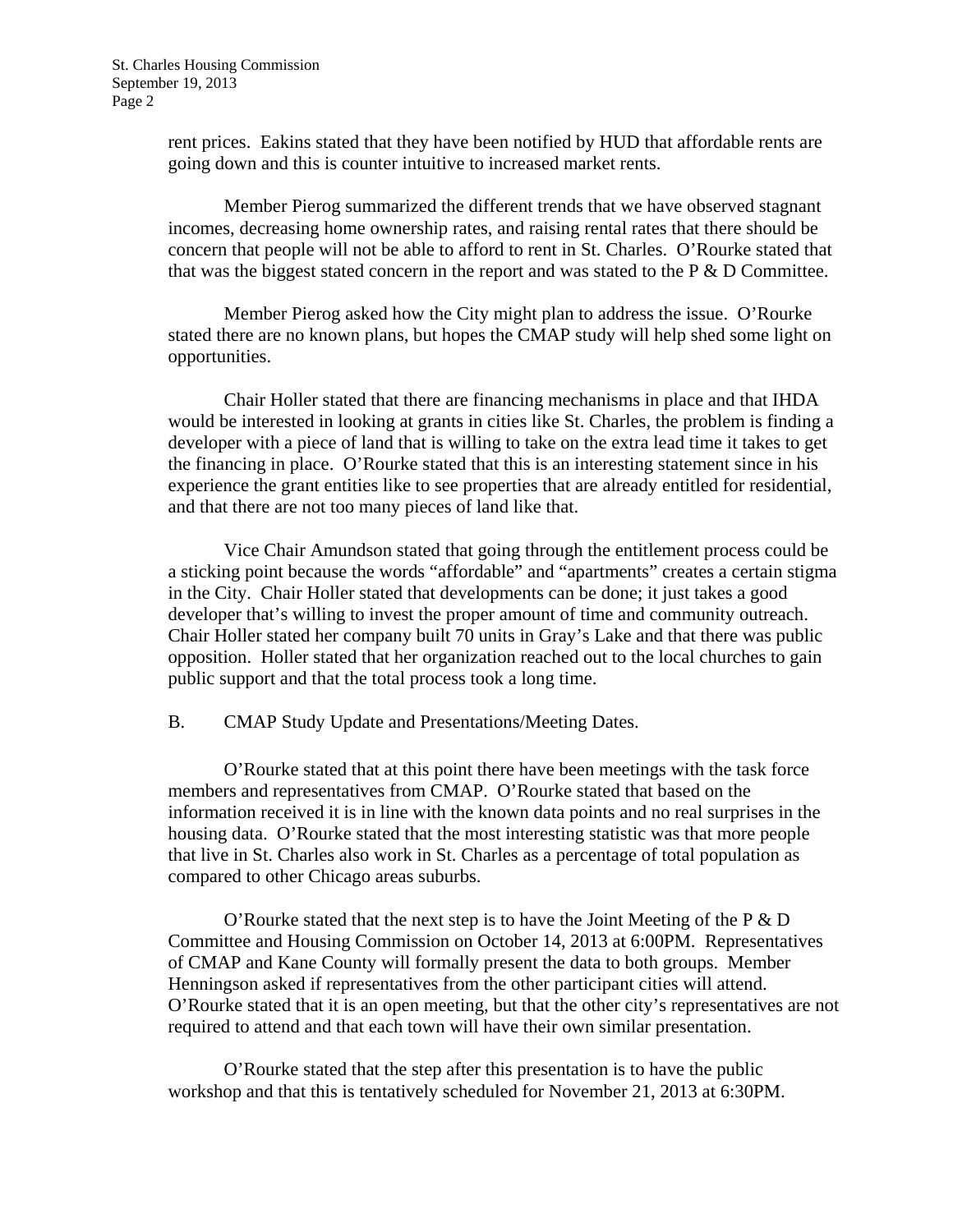rent prices. Eakins stated that they have been notified by HUD that affordable rents are going down and this is counter intuitive to increased market rents.

Member Pierog summarized the different trends that we have observed stagnant incomes, decreasing home ownership rates, and raising rental rates that there should be concern that people will not be able to afford to rent in St. Charles. O'Rourke stated that that was the biggest stated concern in the report and was stated to the P & D Committee.

Member Pierog asked how the City might plan to address the issue. O'Rourke stated there are no known plans, but hopes the CMAP study will help shed some light on opportunities.

Chair Holler stated that there are financing mechanisms in place and that IHDA would be interested in looking at grants in cities like St. Charles, the problem is finding a developer with a piece of land that is willing to take on the extra lead time it takes to get the financing in place. O'Rourke stated that this is an interesting statement since in his experience the grant entities like to see properties that are already entitled for residential, and that there are not too many pieces of land like that.

Vice Chair Amundson stated that going through the entitlement process could be a sticking point because the words "affordable" and "apartments" creates a certain stigma in the City. Chair Holler stated that developments can be done; it just takes a good developer that's willing to invest the proper amount of time and community outreach. Chair Holler stated her company built 70 units in Gray's Lake and that there was public opposition. Holler stated that her organization reached out to the local churches to gain public support and that the total process took a long time.

B. CMAP Study Update and Presentations/Meeting Dates.

O'Rourke stated that at this point there have been meetings with the task force members and representatives from CMAP. O'Rourke stated that based on the information received it is in line with the known data points and no real surprises in the housing data. O'Rourke stated that the most interesting statistic was that more people that live in St. Charles also work in St. Charles as a percentage of total population as compared to other Chicago areas suburbs.

O'Rourke stated that the next step is to have the Joint Meeting of the P & D Committee and Housing Commission on October 14, 2013 at 6:00PM. Representatives of CMAP and Kane County will formally present the data to both groups. Member Henningson asked if representatives from the other participant cities will attend. O'Rourke stated that it is an open meeting, but that the other city's representatives are not required to attend and that each town will have their own similar presentation.

O'Rourke stated that the step after this presentation is to have the public workshop and that this is tentatively scheduled for November 21, 2013 at 6:30PM.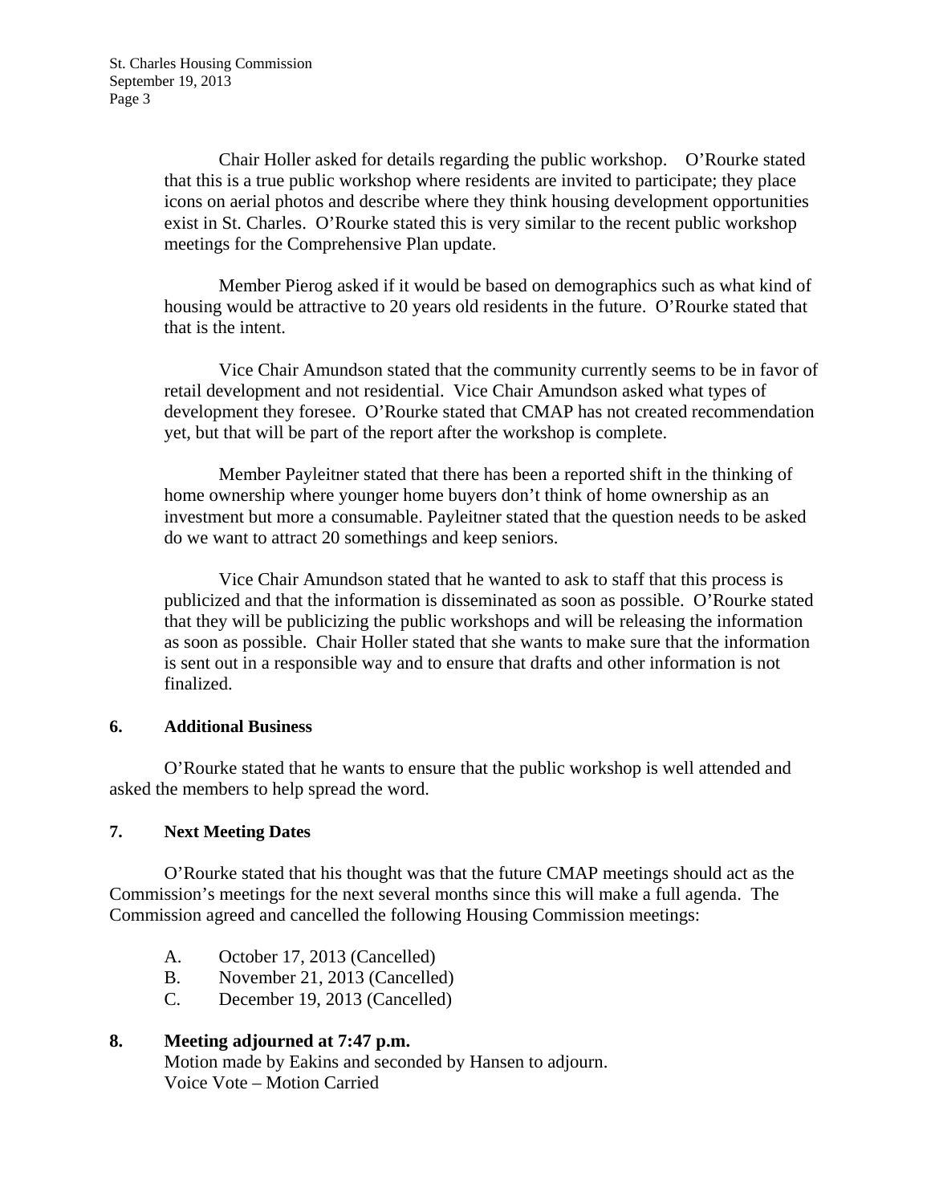Chair Holler asked for details regarding the public workshop. O'Rourke stated that this is a true public workshop where residents are invited to participate; they place icons on aerial photos and describe where they think housing development opportunities exist in St. Charles. O'Rourke stated this is very similar to the recent public workshop meetings for the Comprehensive Plan update.

Member Pierog asked if it would be based on demographics such as what kind of housing would be attractive to 20 years old residents in the future. O'Rourke stated that that is the intent.

Vice Chair Amundson stated that the community currently seems to be in favor of retail development and not residential. Vice Chair Amundson asked what types of development they foresee. O'Rourke stated that CMAP has not created recommendation yet, but that will be part of the report after the workshop is complete.

Member Payleitner stated that there has been a reported shift in the thinking of home ownership where younger home buyers don't think of home ownership as an investment but more a consumable. Payleitner stated that the question needs to be asked do we want to attract 20 somethings and keep seniors.

Vice Chair Amundson stated that he wanted to ask to staff that this process is publicized and that the information is disseminated as soon as possible. O'Rourke stated that they will be publicizing the public workshops and will be releasing the information as soon as possible. Chair Holler stated that she wants to make sure that the information is sent out in a responsible way and to ensure that drafts and other information is not finalized.

**6. Additional Business**

O'Rourke stated that he wants to ensure that the public workshop is well attended and asked the members to help spread the word.

**7. Next Meeting Dates**

O'Rourke stated that his thought was that the future CMAP meetings should act as the Commission's meetings for the next several months since this will make a full agenda. The Commission agreed and cancelled the following Housing Commission meetings:

A. October 17, 2013 (Cancelled)
B. November 21, 2013 (Cancelled)
C. December 19, 2013 (Cancelled)

**8. Meeting adjourned at 7:47 p.m.**

Motion made by Eakins and seconded by Hansen to adjourn.
Voice Vote – Motion Carried